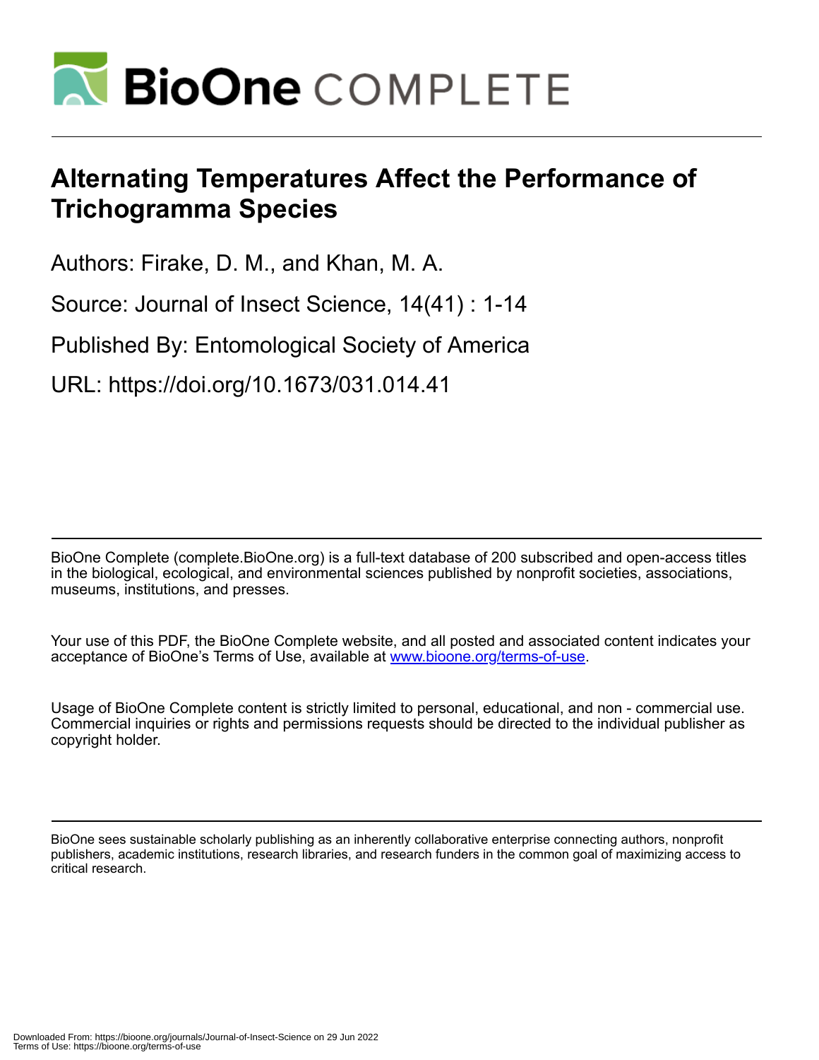# Alternating Temperatures Affect the Performance of Trichogramma Species

Authors: Firake, D. M., and Khan, M. A.

Source: Journal of Insect Science, 14(41) : 1-14

Published By: Entomological Society of America

URL: https://doi.org/10.1673/031.014.41

BioOne Complete (complete.BioOne.org) is a full-text database of 200 subscribed and open-access titles in the biological, ecological, and environmental sciences published by nonprofit societies, associations, museums, institutions, and presses.

Your use of this PDF, the BioOne Complete website, and all posted and associated content indicates your acceptance of BioOne's Terms of Use, available at www.bioone.org/terms-of-use.

Usage of BioOne Complete content is strictly limited to personal, educational, and non - commercial use. Commercial inquiries or rights and permissions requests should be directed to the individual publisher as copyright holder.

BioOne sees sustainable scholarly publishing as an inherently collaborative enterprise connecting authors, nonprofit publishers, academic institutions, research libraries, and research funders in the common goal of maximizing access to critical research.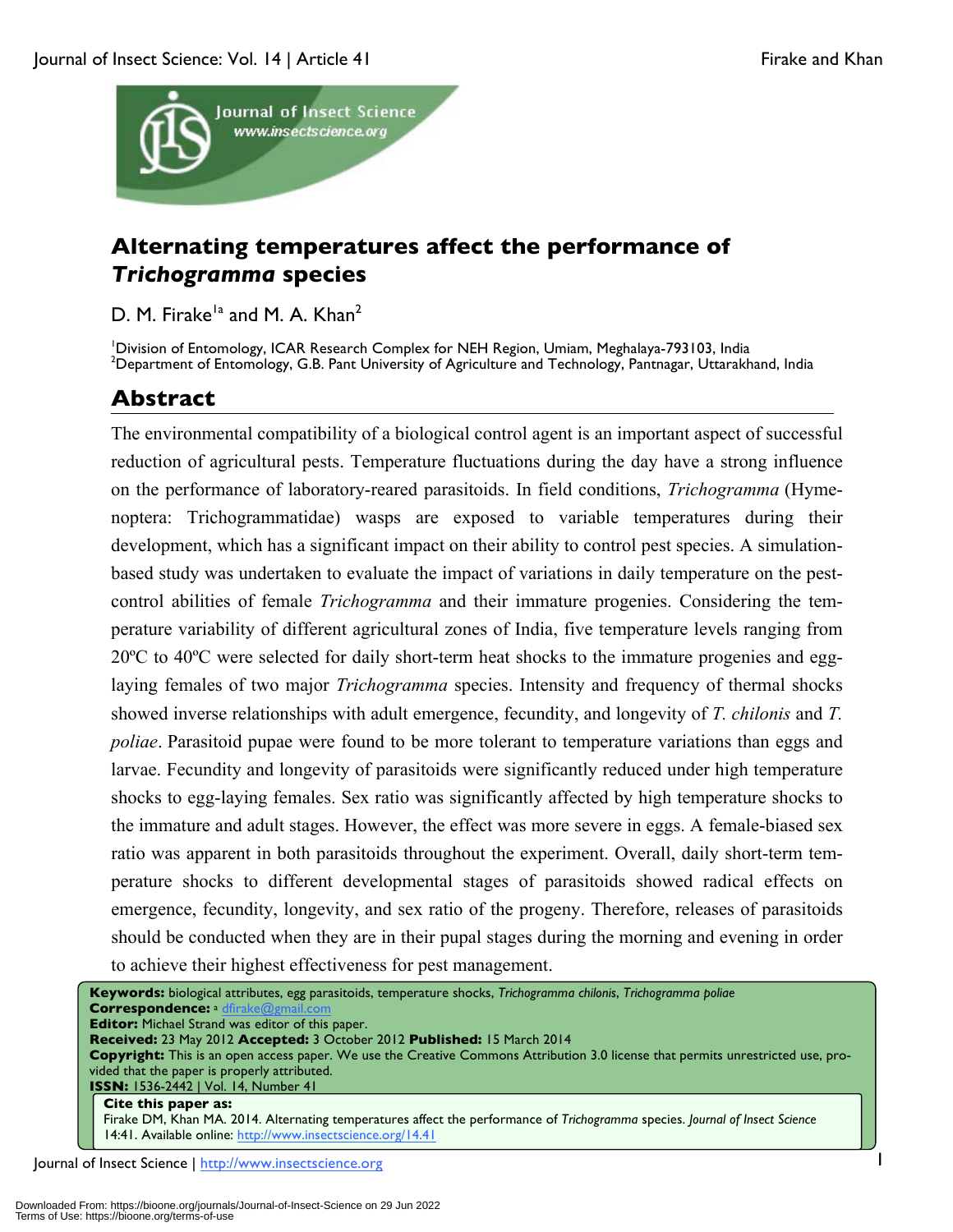# Alternating temperatures affect the performance of *Trichogramma* species

D. M. Firake[1a] and M. A. Khan[2]

[1]Division of Entomology, ICAR Research Complex for NEH Region, Umiam, Meghalaya-793103, India
[2]Department of Entomology, G.B. Pant University of Agriculture and Technology, Pantnagar, Uttarakhand, India

## Abstract

The environmental compatibility of a biological control agent is an important aspect of successful reduction of agricultural pests. Temperature fluctuations during the day have a strong influence on the performance of laboratory-reared parasitoids. In field conditions, *Trichogramma* (Hymenoptera: Trichogrammatidae) wasps are exposed to variable temperatures during their development, which has a significant impact on their ability to control pest species. A simulation-based study was undertaken to evaluate the impact of variations in daily temperature on the pest-control abilities of female *Trichogramma* and their immature progenies. Considering the temperature variability of different agricultural zones of India, five temperature levels ranging from 20ºC to 40ºC were selected for daily short-term heat shocks to the immature progenies and egg-laying females of two major *Trichogramma* species. Intensity and frequency of thermal shocks showed inverse relationships with adult emergence, fecundity, and longevity of *T. chilonis* and *T. poliae*. Parasitoid pupae were found to be more tolerant to temperature variations than eggs and larvae. Fecundity and longevity of parasitoids were significantly reduced under high temperature shocks to egg-laying females. Sex ratio was significantly affected by high temperature shocks to the immature and adult stages. However, the effect was more severe in eggs. A female-biased sex ratio was apparent in both parasitoids throughout the experiment. Overall, daily short-term temperature shocks to different developmental stages of parasitoids showed radical effects on emergence, fecundity, longevity, and sex ratio of the progeny. Therefore, releases of parasitoids should be conducted when they are in their pupal stages during the morning and evening in order to achieve their highest effectiveness for pest management.

**Keywords:** biological attributes, egg parasitoids, temperature shocks, *Trichogramma chilonis*, *Trichogramma poliae*
**Correspondence:** [a] dfirake@gmail.com
**Editor:** Michael Strand was editor of this paper.
**Received:** 23 May 2012 **Accepted:** 3 October 2012 **Published:** 15 March 2014
**Copyright:** This is an open access paper. We use the Creative Commons Attribution 3.0 license that permits unrestricted use, provided that the paper is properly attributed.
**ISSN:** 1536-2442 | Vol. 14, Number 41

**Cite this paper as:**
Firake DM, Khan MA. 2014. Alternating temperatures affect the performance of *Trichogramma* species. *Journal of Insect Science* 14:41. Available online: http://www.insectscience.org/14.41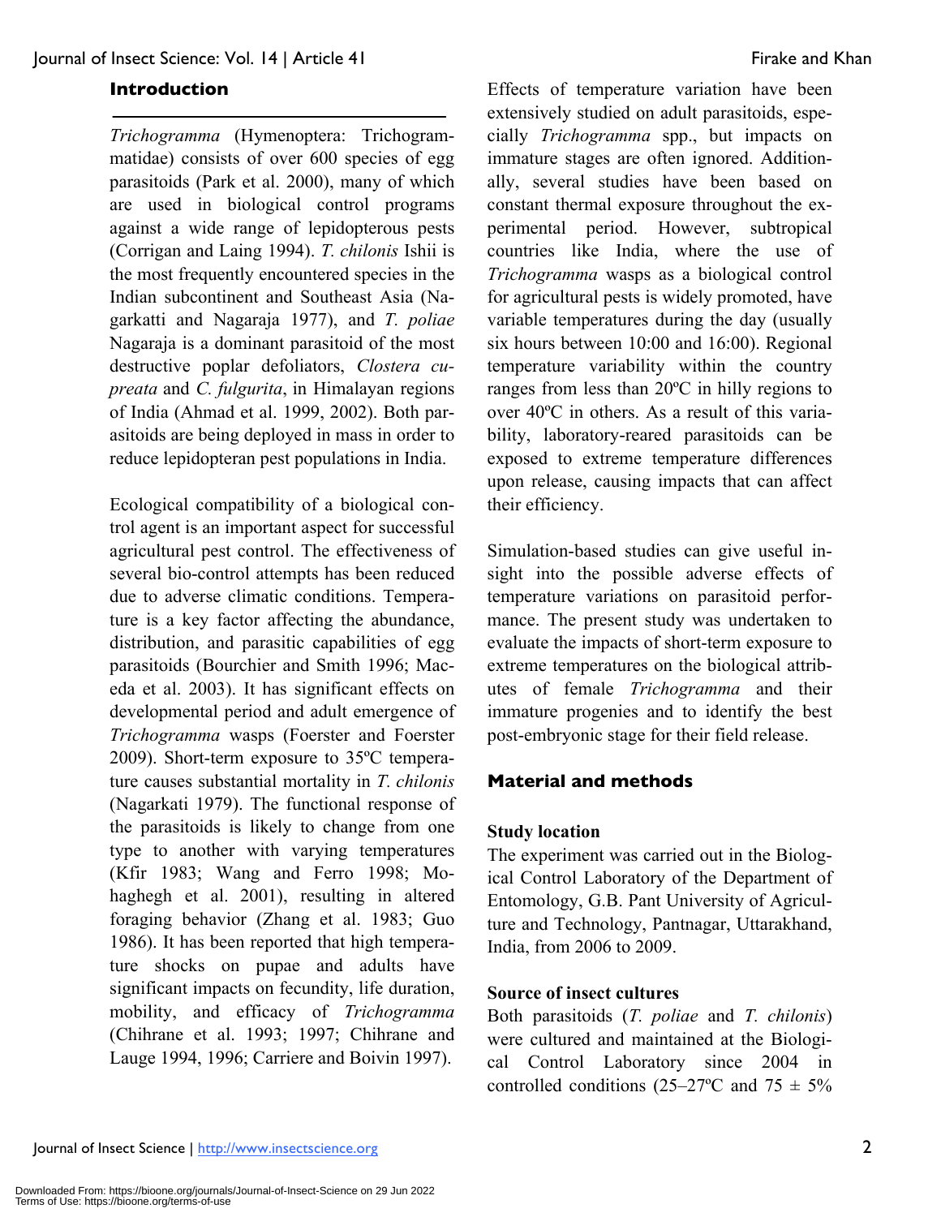## Introduction

*Trichogramma* (Hymenoptera: Trichogrammatidae) consists of over 600 species of egg parasitoids (Park et al. 2000), many of which are used in biological control programs against a wide range of lepidopterous pests (Corrigan and Laing 1994). *T. chilonis* Ishii is the most frequently encountered species in the Indian subcontinent and Southeast Asia (Nagarkatti and Nagaraja 1977), and *T. poliae* Nagaraja is a dominant parasitoid of the most destructive poplar defoliators, *Clostera cupreata* and *C. fulgurita*, in Himalayan regions of India (Ahmad et al. 1999, 2002). Both parasitoids are being deployed in mass in order to reduce lepidopteran pest populations in India.

Ecological compatibility of a biological control agent is an important aspect for successful agricultural pest control. The effectiveness of several bio-control attempts has been reduced due to adverse climatic conditions. Temperature is a key factor affecting the abundance, distribution, and parasitic capabilities of egg parasitoids (Bourchier and Smith 1996; Maceda et al. 2003). It has significant effects on developmental period and adult emergence of *Trichogramma* wasps (Foerster and Foerster 2009). Short-term exposure to 35ºC temperature causes substantial mortality in *T. chilonis* (Nagarkati 1979). The functional response of the parasitoids is likely to change from one type to another with varying temperatures (Kfir 1983; Wang and Ferro 1998; Mohaghegh et al. 2001), resulting in altered foraging behavior (Zhang et al. 1983; Guo 1986). It has been reported that high temperature shocks on pupae and adults have significant impacts on fecundity, life duration, mobility, and efficacy of *Trichogramma* (Chihrane et al. 1993; 1997; Chihrane and Lauge 1994, 1996; Carriere and Boivin 1997).

Effects of temperature variation have been extensively studied on adult parasitoids, especially *Trichogramma* spp., but impacts on immature stages are often ignored. Additionally, several studies have been based on constant thermal exposure throughout the experimental period. However, subtropical countries like India, where the use of *Trichogramma* wasps as a biological control for agricultural pests is widely promoted, have variable temperatures during the day (usually six hours between 10:00 and 16:00). Regional temperature variability within the country ranges from less than 20ºC in hilly regions to over 40ºC in others. As a result of this variability, laboratory-reared parasitoids can be exposed to extreme temperature differences upon release, causing impacts that can affect their efficiency.

Simulation-based studies can give useful insight into the possible adverse effects of temperature variations on parasitoid performance. The present study was undertaken to evaluate the impacts of short-term exposure to extreme temperatures on the biological attributes of female *Trichogramma* and their immature progenies and to identify the best post-embryonic stage for their field release.

## Material and methods

### Study location

The experiment was carried out in the Biological Control Laboratory of the Department of Entomology, G.B. Pant University of Agriculture and Technology, Pantnagar, Uttarakhand, India, from 2006 to 2009.

### Source of insect cultures

Both parasitoids (*T. poliae* and *T. chilonis*) were cultured and maintained at the Biological Control Laboratory since 2004 in controlled conditions (25–27ºC and 75 ± 5%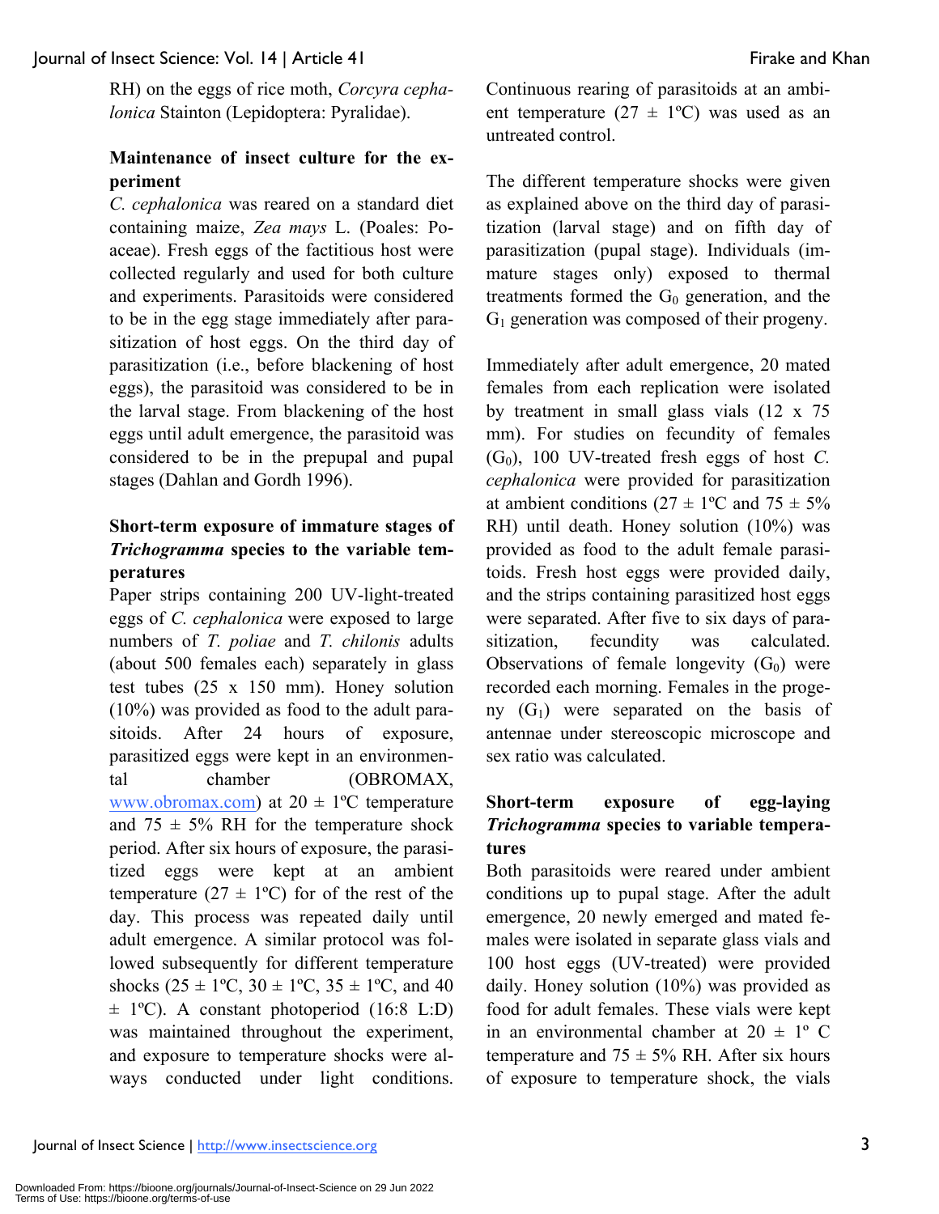RH) on the eggs of rice moth, *Corcyra cephalonica* Stainton (Lepidoptera: Pyralidae).

### Maintenance of insect culture for the experiment

*C. cephalonica* was reared on a standard diet containing maize, *Zea mays* L. (Poales: Poaceae). Fresh eggs of the factitious host were collected regularly and used for both culture and experiments. Parasitoids were considered to be in the egg stage immediately after parasitization of host eggs. On the third day of parasitization (i.e., before blackening of host eggs), the parasitoid was considered to be in the larval stage. From blackening of the host eggs until adult emergence, the parasitoid was considered to be in the prepupal and pupal stages (Dahlan and Gordh 1996).

### Short-term exposure of immature stages of *Trichogramma* species to the variable temperatures

Paper strips containing 200 UV-light-treated eggs of *C. cephalonica* were exposed to large numbers of *T. poliae* and *T. chilonis* adults (about 500 females each) separately in glass test tubes (25 x 150 mm). Honey solution (10%) was provided as food to the adult parasitoids. After 24 hours of exposure, parasitized eggs were kept in an environmental chamber (OBROMAX, www.obromax.com) at 20 ± 1ºC temperature and 75 ± 5% RH for the temperature shock period. After six hours of exposure, the parasitized eggs were kept at an ambient temperature (27 ± 1ºC) for of the rest of the day. This process was repeated daily until adult emergence. A similar protocol was followed subsequently for different temperature shocks (25 ± 1ºC, 30 ± 1ºC, 35 ± 1ºC, and 40 ± 1ºC). A constant photoperiod (16:8 L:D) was maintained throughout the experiment, and exposure to temperature shocks were always conducted under light conditions. Continuous rearing of parasitoids at an ambient temperature (27 ± 1ºC) was used as an untreated control.

The different temperature shocks were given as explained above on the third day of parasitization (larval stage) and on fifth day of parasitization (pupal stage). Individuals (immature stages only) exposed to thermal treatments formed the $G_0$ generation, and the $G_1$ generation was composed of their progeny.

Immediately after adult emergence, 20 mated females from each replication were isolated by treatment in small glass vials (12 x 75 mm). For studies on fecundity of females ($G_0$), 100 UV-treated fresh eggs of host *C. cephalonica* were provided for parasitization at ambient conditions (27 ± 1ºC and 75 ± 5% RH) until death. Honey solution (10%) was provided as food to the adult female parasitoids. Fresh host eggs were provided daily, and the strips containing parasitized host eggs were separated. After five to six days of parasitization, fecundity was calculated. Observations of female longevity ($G_0$) were recorded each morning. Females in the progeny ($G_1$) were separated on the basis of antennae under stereoscopic microscope and sex ratio was calculated.

### Short-term exposure of egg-laying *Trichogramma* species to variable temperatures

Both parasitoids were reared under ambient conditions up to pupal stage. After the adult emergence, 20 newly emerged and mated females were isolated in separate glass vials and 100 host eggs (UV-treated) were provided daily. Honey solution (10%) was provided as food for adult females. These vials were kept in an environmental chamber at 20 ± 1º C temperature and 75 ± 5% RH. After six hours of exposure to temperature shock, the vials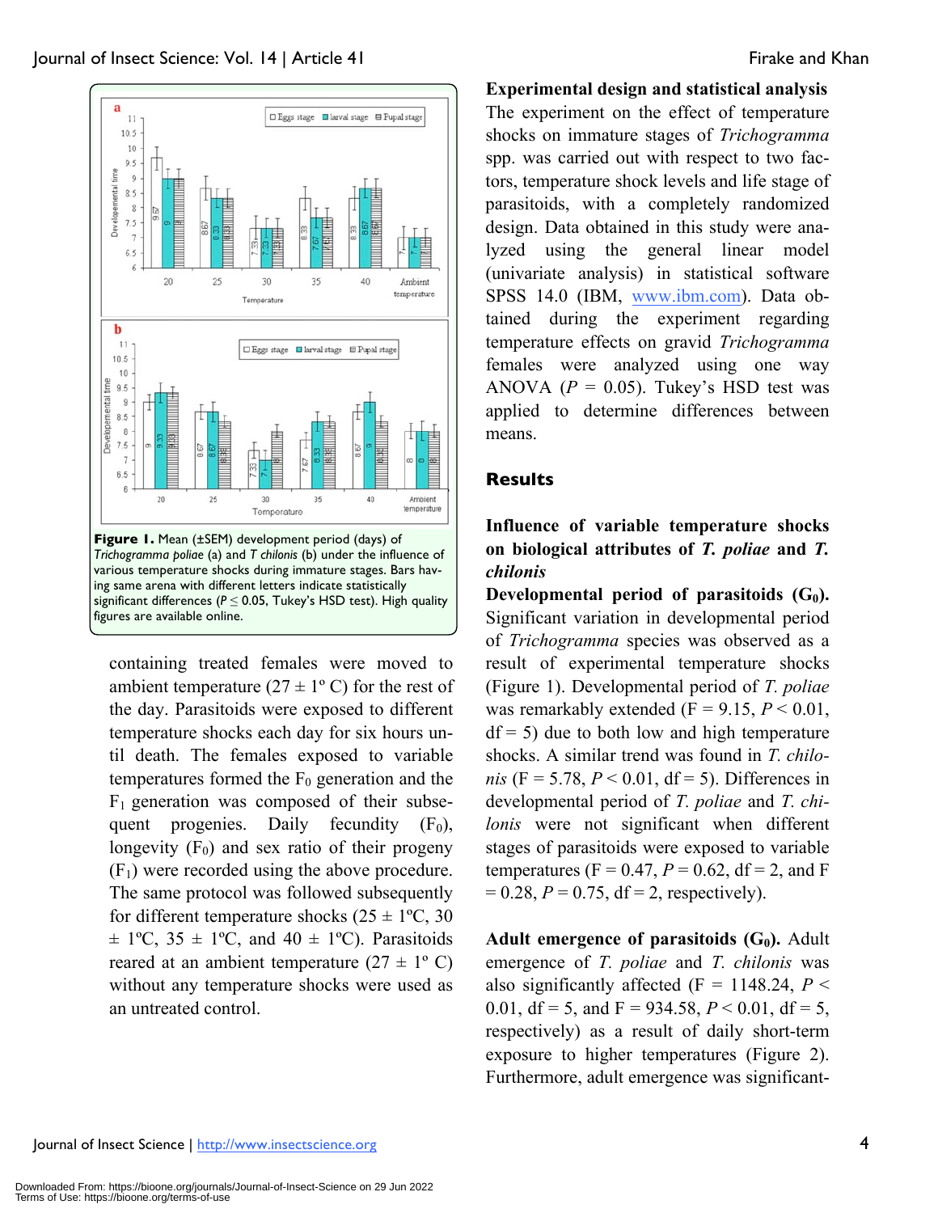Figure 1. Mean (±SEM) development period (days) of *Trichogramma poliae* (a) and *T chilonis* (b) under the influence of various temperature shocks during immature stages. Bars having same arena with different letters indicate statistically significant differences ($P \leq 0.05$, Tukey's HSD test). High quality figures are available online.

containing treated females were moved to ambient temperature (27 ± 1º C) for the rest of the day. Parasitoids were exposed to different temperature shocks each day for six hours until death. The females exposed to variable temperatures formed the $F_0$ generation and the $F_1$ generation was composed of their subsequent progenies. Daily fecundity ($F_0$), longevity ($F_0$) and sex ratio of their progeny ($F_1$) were recorded using the above procedure. The same protocol was followed subsequently for different temperature shocks (25 ± 1ºC, 30 ± 1ºC, 35 ± 1ºC, and 40 ± 1ºC). Parasitoids reared at an ambient temperature (27 ± 1º C) without any temperature shocks were used as an untreated control.

**Experimental design and statistical analysis**

The experiment on the effect of temperature shocks on immature stages of *Trichogramma* spp. was carried out with respect to two factors, temperature shock levels and life stage of parasitoids, with a completely randomized design. Data obtained in this study were analyzed using the general linear model (univariate analysis) in statistical software SPSS 14.0 (IBM, www.ibm.com). Data obtained during the experiment regarding temperature effects on gravid *Trichogramma* females were analyzed using one way ANOVA ($P$ = 0.05). Tukey's HSD test was applied to determine differences between means.

## Results

### Influence of variable temperature shocks on biological attributes of *T. poliae* and *T. chilonis*

**Developmental period of parasitoids ($G_0$).** Significant variation in developmental period of *Trichogramma* species was observed as a result of experimental temperature shocks (Figure 1). Developmental period of *T. poliae* was remarkably extended ($F = 9.15$, $P < 0.01$, df = 5) due to both low and high temperature shocks. A similar trend was found in *T. chilonis* ($F = 5.78$, $P < 0.01$, df = 5). Differences in developmental period of *T. poliae* and *T. chilonis* were not significant when different stages of parasitoids were exposed to variable temperatures ($F = 0.47$, $P = 0.62$, df = 2, and $F = 0.28$, $P = 0.75$, df = 2, respectively).

**Adult emergence of parasitoids ($G_0$).** Adult emergence of *T. poliae* and *T. chilonis* was also significantly affected ($F = 1148.24$, $P < 0.01$, df = 5, and $F = 934.58$, $P < 0.01$, df = 5, respectively) as a result of daily short-term exposure to higher temperatures (Figure 2). Furthermore, adult emergence was significant-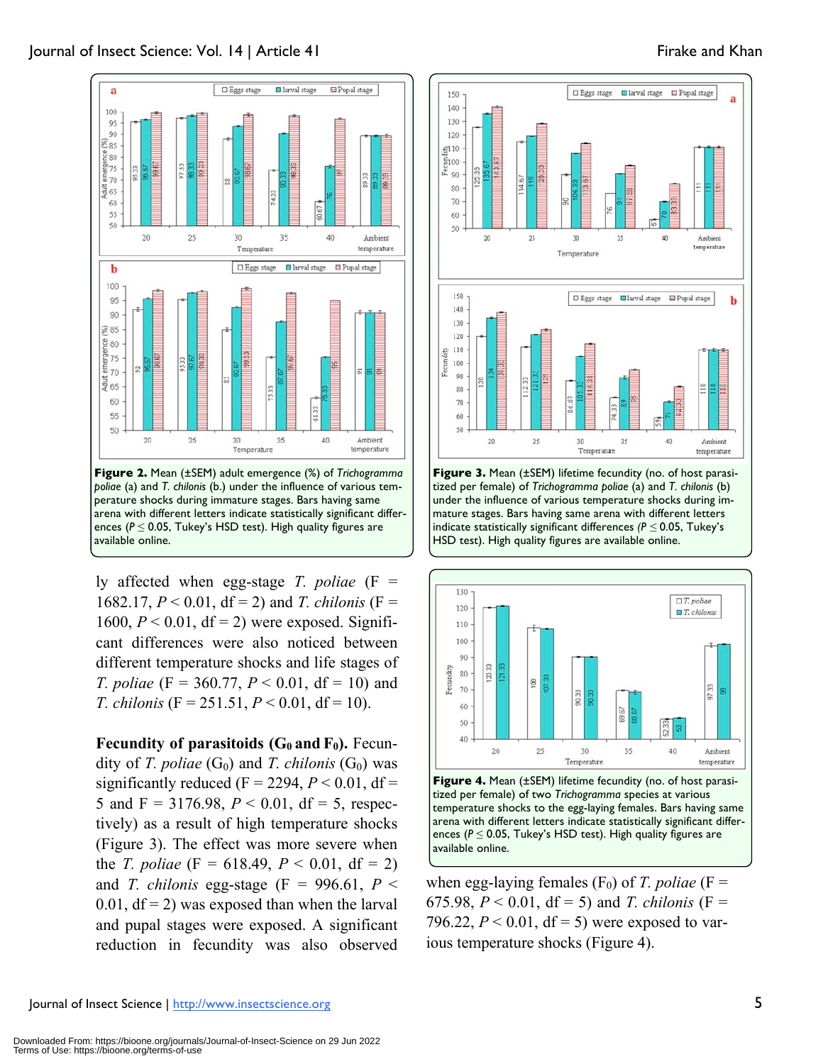**Figure 2.** Mean (±SEM) adult emergence (%) of *Trichogramma poliae* (a) and *T. chilonis* (b.) under the influence of various temperature shocks during immature stages. Bars having same arena with different letters indicate statistically significant differences ($P \leq 0.05$, Tukey's HSD test). High quality figures are available online.

**Figure 3.** Mean (±SEM) lifetime fecundity (no. of host parasitized per female) of *Trichogramma poliae* (a) and *T. chilonis* (b) under the influence of various temperature shocks during immature stages. Bars having same arena with different letters indicate statistically significant differences ($P \leq 0.05$, Tukey's HSD test). High quality figures are available online.

ly affected when egg-stage *T. poliae* ($F = 1682.17$, $P < 0.01$, df = 2) and *T. chilonis* ($F = 1600$, $P < 0.01$, df = 2) were exposed. Significant differences were also noticed between different temperature shocks and life stages of *T. poliae* ($F = 360.77$, $P < 0.01$, df = 10) and *T. chilonis* ($F = 251.51$, $P < 0.01$, df = 10).

**Fecundity of parasitoids ($G_0$ and $F_0$).** Fecundity of *T. poliae* ($G_0$) and *T. chilonis* ($G_0$) was significantly reduced ($F = 2294$, $P < 0.01$, df = 5 and $F = 3176.98$, $P < 0.01$, df = 5, respectively) as a result of high temperature shocks (Figure 3). The effect was more severe when the *T. poliae* ($F = 618.49$, $P < 0.01$, df = 2) and *T. chilonis* egg-stage ($F = 996.61$, $P < 0.01$, df = 2) was exposed than when the larval and pupal stages were exposed. A significant reduction in fecundity was also observed when egg-laying females ($F_0$) of *T. poliae* ($F = 675.98$, $P < 0.01$, df = 5) and *T. chilonis* ($F = 796.22$, $P < 0.01$, df = 5) were exposed to various temperature shocks (Figure 4).

**Figure 4.** Mean (±SEM) lifetime fecundity (no. of host parasitized per female) of two *Trichogramma* species at various temperature shocks to the egg-laying females. Bars having same arena with different letters indicate statistically significant differences ($P \leq 0.05$, Tukey's HSD test). High quality figures are available online.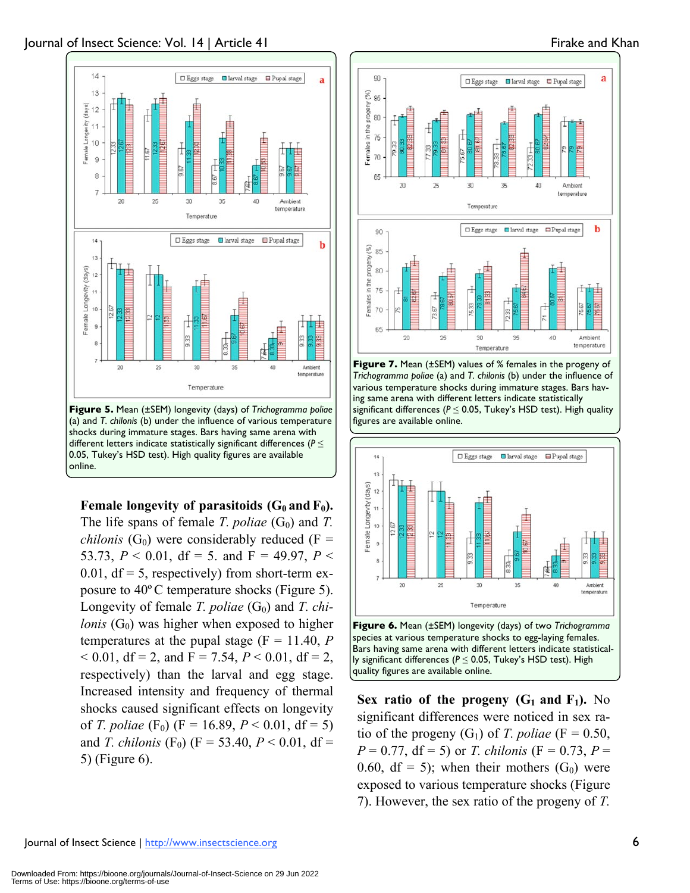**Figure 5.** Mean (±SEM) longevity (days) of *Trichogramma poliae* (a) and *T. chilonis* (b) under the influence of various temperature shocks during immature stages. Bars having same arena with different letters indicate statistically significant differences ($P \leq 0.05$, Tukey's HSD test). High quality figures are available online.

**Figure 7.** Mean (±SEM) values of % females in the progeny of *Trichogramma poliae* (a) and *T. chilonis* (b) under the influence of various temperature shocks during immature stages. Bars having same arena with different letters indicate statistically significant differences ($P \leq 0.05$, Tukey's HSD test). High quality figures are available online.

**Figure 6.** Mean (±SEM) longevity (days) of two *Trichogramma* species at various temperature shocks to egg-laying females. Bars having same arena with different letters indicate statistically significant differences ($P \leq 0.05$, Tukey's HSD test). High quality figures are available online.

**Female longevity of parasitoids ($G_0$ and $F_0$).** The life spans of female *T. poliae* ($G_0$) and *T. chilonis* ($G_0$) were considerably reduced ($F = 53.73$, $P < 0.01$, df = 5. and $F = 49.97$, $P < 0.01$, df = 5, respectively) from short-term exposure to 40° C temperature shocks (Figure 5). Longevity of female *T. poliae* ($G_0$) and *T. chilonis* ($G_0$) was higher when exposed to higher temperatures at the pupal stage ($F = 11.40$, $P < 0.01$, df = 2, and $F = 7.54$, $P < 0.01$, df = 2, respectively) than the larval and egg stage. Increased intensity and frequency of thermal shocks caused significant effects on longevity of *T. poliae* ($F_0$) ($F = 16.89$, $P < 0.01$, df = 5) and *T. chilonis* ($F_0$) ($F = 53.40$, $P < 0.01$, df = 5) (Figure 6).

**Sex ratio of the progeny ($G_1$ and $F_1$).** No significant differences were noticed in sex ratio of the progeny ($G_1$) of *T. poliae* ($F = 0.50$, $P = 0.77$, df = 5) or *T. chilonis* ($F = 0.73$, $P = 0.60$, df = 5); when their mothers ($G_0$) were exposed to various temperature shocks (Figure 7). However, the sex ratio of the progeny of *T.*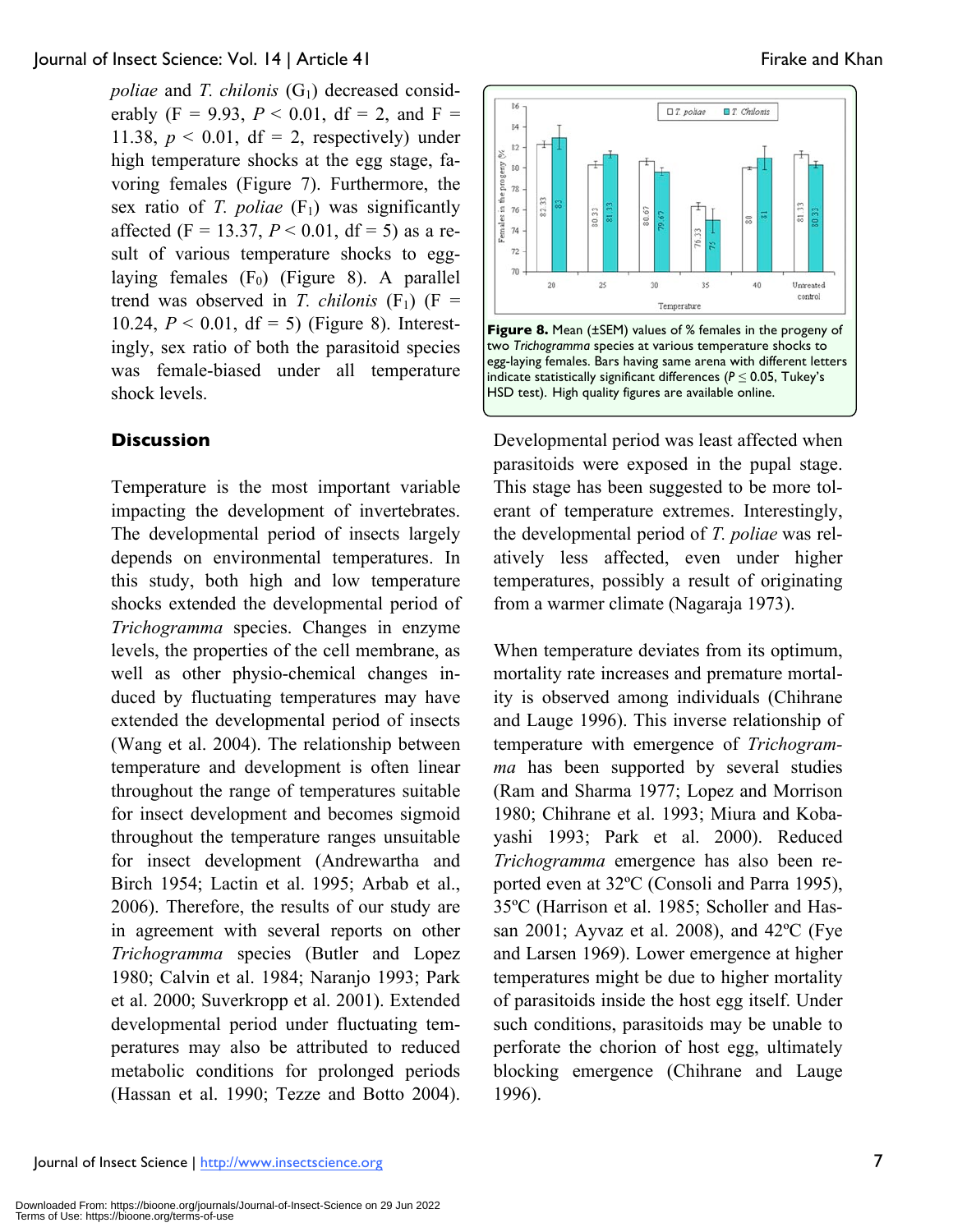*poliae* and *T. chilonis* ($G_1$) decreased considerably (F = 9.93, $P < 0.01$, df = 2, and F = 11.38, $p < 0.01$, df = 2, respectively) under high temperature shocks at the egg stage, favoring females (Figure 7). Furthermore, the sex ratio of *T. poliae* ($F_1$) was significantly affected (F = 13.37, $P < 0.01$, df = 5) as a result of various temperature shocks to egg-laying females ($F_0$) (Figure 8). A parallel trend was observed in *T. chilonis* ($F_1$) (F = 10.24, $P < 0.01$, df = 5) (Figure 8). Interestingly, sex ratio of both the parasitoid species was female-biased under all temperature shock levels.

**Figure 8.** Mean (±SEM) values of % females in the progeny of two *Trichogramma* species at various temperature shocks to egg-laying females. Bars having same arena with different letters indicate statistically significant differences ($P \leq 0.05$, Tukey's HSD test). High quality figures are available online.

## Discussion

Temperature is the most important variable impacting the development of invertebrates. The developmental period of insects largely depends on environmental temperatures. In this study, both high and low temperature shocks extended the developmental period of *Trichogramma* species. Changes in enzyme levels, the properties of the cell membrane, as well as other physio-chemical changes induced by fluctuating temperatures may have extended the developmental period of insects (Wang et al. 2004). The relationship between temperature and development is often linear throughout the range of temperatures suitable for insect development and becomes sigmoid throughout the temperature ranges unsuitable for insect development (Andrewartha and Birch 1954; Lactin et al. 1995; Arbab et al., 2006). Therefore, the results of our study are in agreement with several reports on other *Trichogramma* species (Butler and Lopez 1980; Calvin et al. 1984; Naranjo 1993; Park et al. 2000; Suverkropp et al. 2001). Extended developmental period under fluctuating temperatures may also be attributed to reduced metabolic conditions for prolonged periods (Hassan et al. 1990; Tezze and Botto 2004). Developmental period was least affected when parasitoids were exposed in the pupal stage. This stage has been suggested to be more tolerant of temperature extremes. Interestingly, the developmental period of *T. poliae* was relatively less affected, even under higher temperatures, possibly a result of originating from a warmer climate (Nagaraja 1973).

When temperature deviates from its optimum, mortality rate increases and premature mortality is observed among individuals (Chihrane and Lauge 1996). This inverse relationship of temperature with emergence of *Trichogramma* has been supported by several studies (Ram and Sharma 1977; Lopez and Morrison 1980; Chihrane et al. 1993; Miura and Kobayashi 1993; Park et al. 2000). Reduced *Trichogramma* emergence has also been reported even at 32ºC (Consoli and Parra 1995), 35ºC (Harrison et al. 1985; Scholler and Hassan 2001; Ayvaz et al. 2008), and 42ºC (Fye and Larsen 1969). Lower emergence at higher temperatures might be due to higher mortality of parasitoids inside the host egg itself. Under such conditions, parasitoids may be unable to perforate the chorion of host egg, ultimately blocking emergence (Chihrane and Lauge 1996).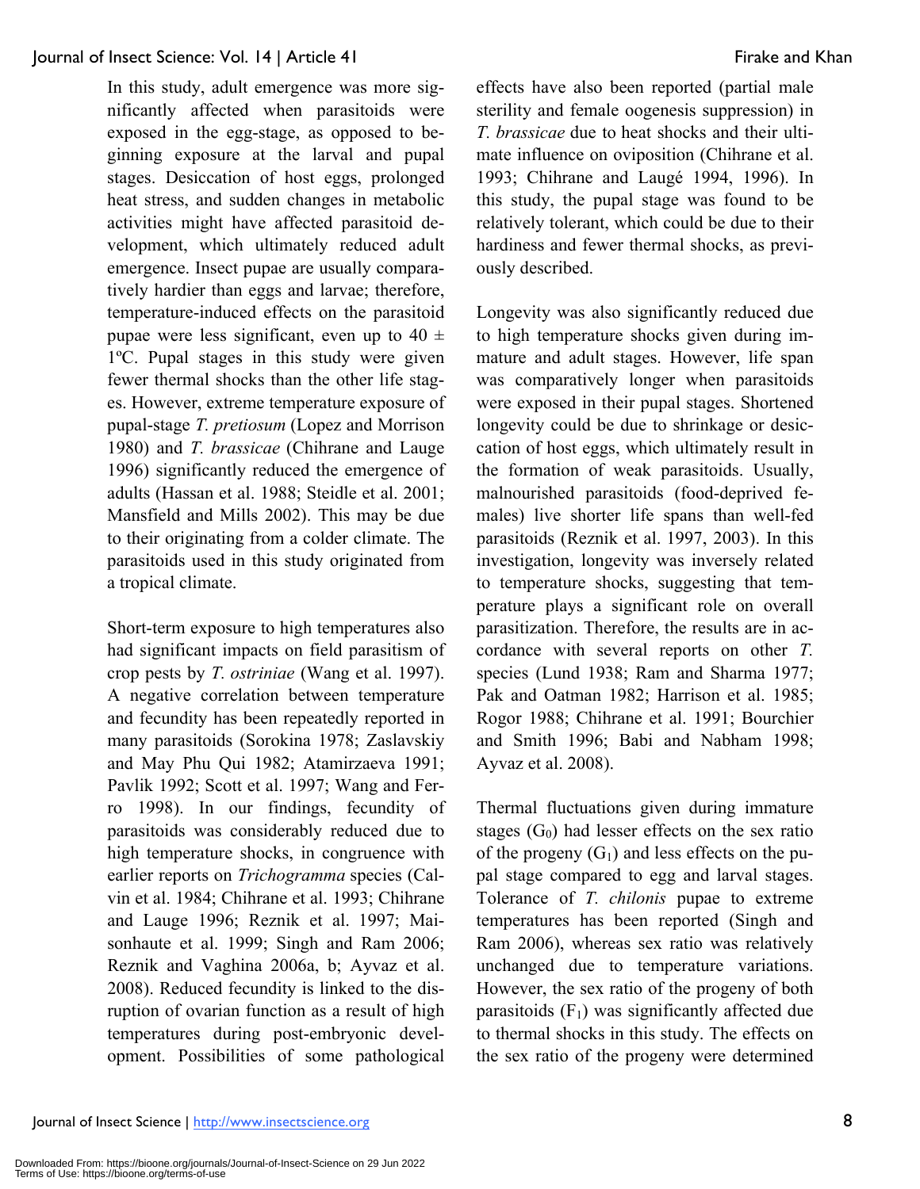In this study, adult emergence was more significantly affected when parasitoids were exposed in the egg-stage, as opposed to beginning exposure at the larval and pupal stages. Desiccation of host eggs, prolonged heat stress, and sudden changes in metabolic activities might have affected parasitoid development, which ultimately reduced adult emergence. Insect pupae are usually comparatively hardier than eggs and larvae; therefore, temperature-induced effects on the parasitoid pupae were less significant, even up to 40 ± 1ºC. Pupal stages in this study were given fewer thermal shocks than the other life stages. However, extreme temperature exposure of pupal-stage *T. pretiosum* (Lopez and Morrison 1980) and *T. brassicae* (Chihrane and Lauge 1996) significantly reduced the emergence of adults (Hassan et al. 1988; Steidle et al. 2001; Mansfield and Mills 2002). This may be due to their originating from a colder climate. The parasitoids used in this study originated from a tropical climate.

Short-term exposure to high temperatures also had significant impacts on field parasitism of crop pests by *T. ostriniae* (Wang et al. 1997). A negative correlation between temperature and fecundity has been repeatedly reported in many parasitoids (Sorokina 1978; Zaslavskiy and May Phu Qui 1982; Atamirzaeva 1991; Pavlik 1992; Scott et al. 1997; Wang and Ferro 1998). In our findings, fecundity of parasitoids was considerably reduced due to high temperature shocks, in congruence with earlier reports on *Trichogramma* species (Calvin et al. 1984; Chihrane et al. 1993; Chihrane and Lauge 1996; Reznik et al. 1997; Maisonhaute et al. 1999; Singh and Ram 2006; Reznik and Vaghina 2006a, b; Ayvaz et al. 2008). Reduced fecundity is linked to the disruption of ovarian function as a result of high temperatures during post-embryonic development. Possibilities of some pathological effects have also been reported (partial male sterility and female oogenesis suppression) in *T. brassicae* due to heat shocks and their ultimate influence on oviposition (Chihrane et al. 1993; Chihrane and Laugé 1994, 1996). In this study, the pupal stage was found to be relatively tolerant, which could be due to their hardiness and fewer thermal shocks, as previously described.

Longevity was also significantly reduced due to high temperature shocks given during immature and adult stages. However, life span was comparatively longer when parasitoids were exposed in their pupal stages. Shortened longevity could be due to shrinkage or desiccation of host eggs, which ultimately result in the formation of weak parasitoids. Usually, malnourished parasitoids (food-deprived females) live shorter life spans than well-fed parasitoids (Reznik et al. 1997, 2003). In this investigation, longevity was inversely related to temperature shocks, suggesting that temperature plays a significant role on overall parasitization. Therefore, the results are in accordance with several reports on other *T.* species (Lund 1938; Ram and Sharma 1977; Pak and Oatman 1982; Harrison et al. 1985; Rogor 1988; Chihrane et al. 1991; Bourchier and Smith 1996; Babi and Nabham 1998; Ayvaz et al. 2008).

Thermal fluctuations given during immature stages ($G_0$) had lesser effects on the sex ratio of the progeny ($G_1$) and less effects on the pupal stage compared to egg and larval stages. Tolerance of *T. chilonis* pupae to extreme temperatures has been reported (Singh and Ram 2006), whereas sex ratio was relatively unchanged due to temperature variations. However, the sex ratio of the progeny of both parasitoids ($F_1$) was significantly affected due to thermal shocks in this study. The effects on the sex ratio of the progeny were determined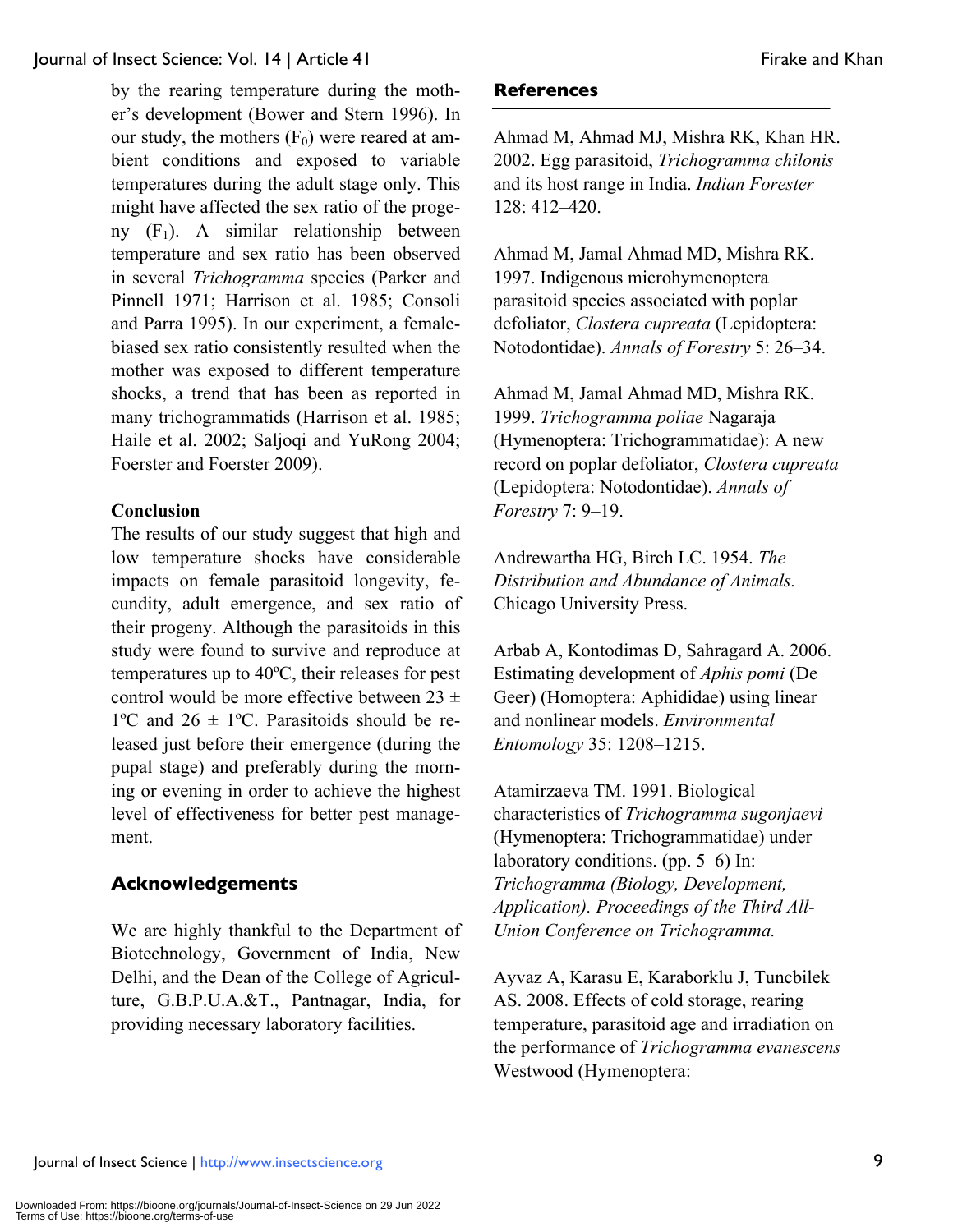by the rearing temperature during the mother's development (Bower and Stern 1996). In our study, the mothers ($F_0$) were reared at ambient conditions and exposed to variable temperatures during the adult stage only. This might have affected the sex ratio of the progeny ($F_1$). A similar relationship between temperature and sex ratio has been observed in several *Trichogramma* species (Parker and Pinnell 1971; Harrison et al. 1985; Consoli and Parra 1995). In our experiment, a female-biased sex ratio consistently resulted when the mother was exposed to different temperature shocks, a trend that has been as reported in many trichogrammatids (Harrison et al. 1985; Haile et al. 2002; Saljoqi and YuRong 2004; Foerster and Foerster 2009).

## Conclusion

The results of our study suggest that high and low temperature shocks have considerable impacts on female parasitoid longevity, fecundity, adult emergence, and sex ratio of their progeny. Although the parasitoids in this study were found to survive and reproduce at temperatures up to 40ºC, their releases for pest control would be more effective between 23 ± 1ºC and 26 ± 1ºC. Parasitoids should be released just before their emergence (during the pupal stage) and preferably during the morning or evening in order to achieve the highest level of effectiveness for better pest management.

## Acknowledgements

We are highly thankful to the Department of Biotechnology, Government of India, New Delhi, and the Dean of the College of Agriculture, G.B.P.U.A.&T., Pantnagar, India, for providing necessary laboratory facilities.

## References

Ahmad M, Ahmad MJ, Mishra RK, Khan HR. 2002. Egg parasitoid, *Trichogramma chilonis* and its host range in India. *Indian Forester* 128: 412–420.

Ahmad M, Jamal Ahmad MD, Mishra RK. 1997. Indigenous microhymenoptera parasitoid species associated with poplar defoliator, *Clostera cupreata* (Lepidoptera: Notodontidae). *Annals of Forestry* 5: 26–34.

Ahmad M, Jamal Ahmad MD, Mishra RK. 1999. *Trichogramma poliae* Nagaraja (Hymenoptera: Trichogrammatidae): A new record on poplar defoliator, *Clostera cupreata* (Lepidoptera: Notodontidae). *Annals of Forestry* 7: 9–19.

Andrewartha HG, Birch LC. 1954. *The Distribution and Abundance of Animals.* Chicago University Press.

Arbab A, Kontodimas D, Sahragard A. 2006. Estimating development of *Aphis pomi* (De Geer) (Homoptera: Aphididae) using linear and nonlinear models. *Environmental Entomology* 35: 1208–1215.

Atamirzaeva TM. 1991. Biological characteristics of *Trichogramma sugonjaevi* (Hymenoptera: Trichogrammatidae) under laboratory conditions. (pp. 5–6) In: *Trichogramma (Biology, Development, Application). Proceedings of the Third All-Union Conference on Trichogramma.*

Ayvaz A, Karasu E, Karaborklu J, Tuncbilek AS. 2008. Effects of cold storage, rearing temperature, parasitoid age and irradiation on the performance of *Trichogramma evanescens* Westwood (Hymenoptera: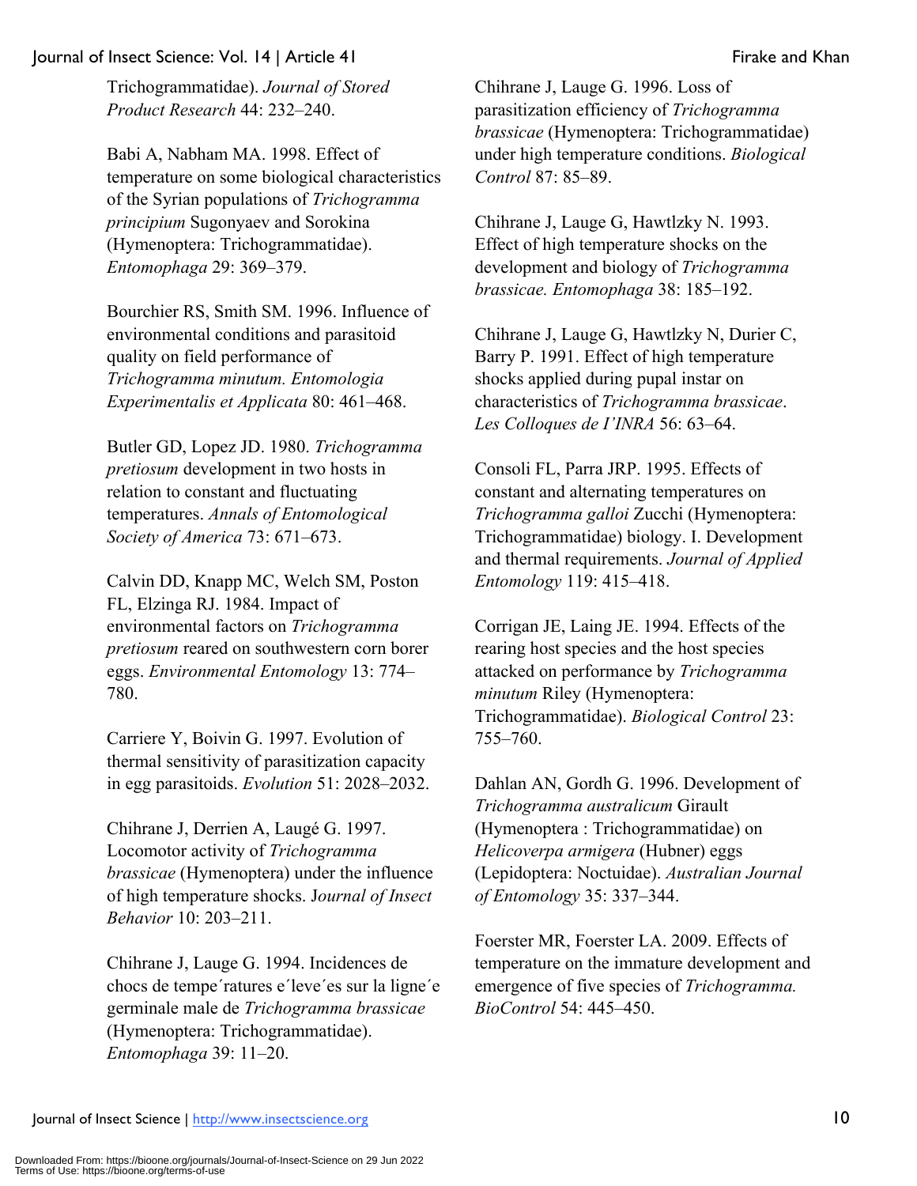Trichogrammatidae). *Journal of Stored Product Research* 44: 232–240.

Babi A, Nabham MA. 1998. Effect of temperature on some biological characteristics of the Syrian populations of *Trichogramma principium* Sugonyaev and Sorokina (Hymenoptera: Trichogrammatidae). *Entomophaga* 29: 369–379.

Bourchier RS, Smith SM. 1996. Influence of environmental conditions and parasitoid quality on field performance of *Trichogramma minutum. Entomologia Experimentalis et Applicata* 80: 461–468.

Butler GD, Lopez JD. 1980. *Trichogramma pretiosum* development in two hosts in relation to constant and fluctuating temperatures. *Annals of Entomological Society of America* 73: 671–673.

Calvin DD, Knapp MC, Welch SM, Poston FL, Elzinga RJ. 1984. Impact of environmental factors on *Trichogramma pretiosum* reared on southwestern corn borer eggs. *Environmental Entomology* 13: 774–780.

Carriere Y, Boivin G. 1997. Evolution of thermal sensitivity of parasitization capacity in egg parasitoids. *Evolution* 51: 2028–2032.

Chihrane J, Derrien A, Laugé G. 1997. Locomotor activity of *Trichogramma brassicae* (Hymenoptera) under the influence of high temperature shocks. J*ournal of Insect Behavior* 10: 203–211.

Chihrane J, Lauge G. 1994. Incidences de chocs de tempe´ratures e´leve´es sur la ligne´e germinale male de *Trichogramma brassicae* (Hymenoptera: Trichogrammatidae). *Entomophaga* 39: 11–20.

Chihrane J, Lauge G. 1996. Loss of parasitization efficiency of *Trichogramma brassicae* (Hymenoptera: Trichogrammatidae) under high temperature conditions. *Biological Control* 87: 85–89.

Chihrane J, Lauge G, Hawtlzky N. 1993. Effect of high temperature shocks on the development and biology of *Trichogramma brassicae. Entomophaga* 38: 185–192.

Chihrane J, Lauge G, Hawtlzky N, Durier C, Barry P. 1991. Effect of high temperature shocks applied during pupal instar on characteristics of *Trichogramma brassicae*. *Les Colloques de I'INRA* 56: 63–64.

Consoli FL, Parra JRP. 1995. Effects of constant and alternating temperatures on *Trichogramma galloi* Zucchi (Hymenoptera: Trichogrammatidae) biology. I. Development and thermal requirements. *Journal of Applied Entomology* 119: 415–418.

Corrigan JE, Laing JE. 1994. Effects of the rearing host species and the host species attacked on performance by *Trichogramma minutum* Riley (Hymenoptera: Trichogrammatidae). *Biological Control* 23: 755–760.

Dahlan AN, Gordh G. 1996. Development of *Trichogramma australicum* Girault (Hymenoptera : Trichogrammatidae) on *Helicoverpa armigera* (Hubner) eggs (Lepidoptera: Noctuidae). *Australian Journal of Entomology* 35: 337–344.

Foerster MR, Foerster LA. 2009. Effects of temperature on the immature development and emergence of five species of *Trichogramma. BioControl* 54: 445–450.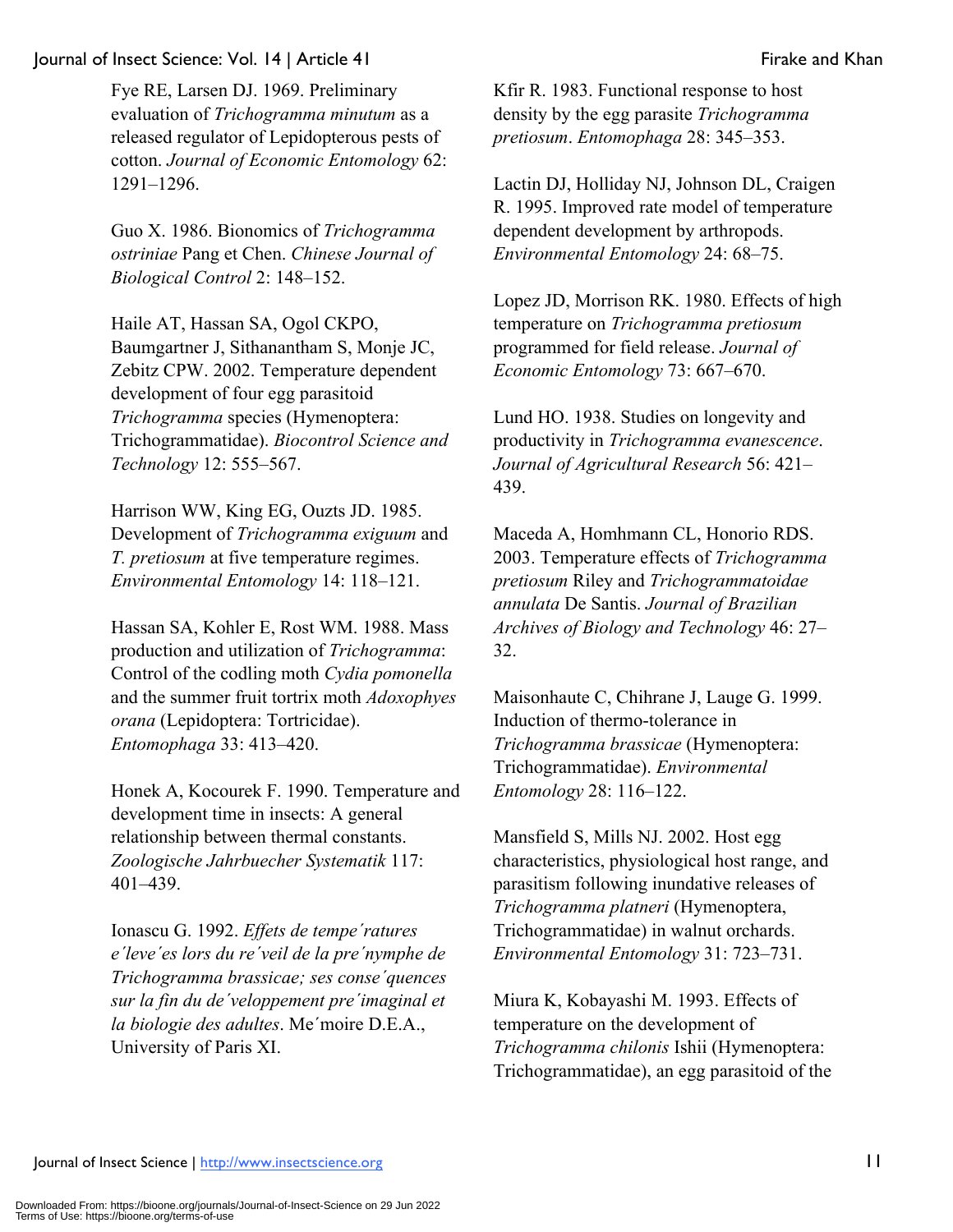Fye RE, Larsen DJ. 1969. Preliminary evaluation of *Trichogramma minutum* as a released regulator of Lepidopterous pests of cotton. *Journal of Economic Entomology* 62: 1291–1296.

Guo X. 1986. Bionomics of *Trichogramma ostriniae* Pang et Chen. *Chinese Journal of Biological Control* 2: 148–152.

Haile AT, Hassan SA, Ogol CKPO, Baumgartner J, Sithanantham S, Monje JC, Zebitz CPW. 2002. Temperature dependent development of four egg parasitoid *Trichogramma* species (Hymenoptera: Trichogrammatidae). *Biocontrol Science and Technology* 12: 555–567.

Harrison WW, King EG, Ouzts JD. 1985. Development of *Trichogramma exiguum* and *T. pretiosum* at five temperature regimes. *Environmental Entomology* 14: 118–121.

Hassan SA, Kohler E, Rost WM. 1988. Mass production and utilization of *Trichogramma*: Control of the codling moth *Cydia pomonella* and the summer fruit tortrix moth *Adoxophyes orana* (Lepidoptera: Tortricidae). *Entomophaga* 33: 413–420.

Honek A, Kocourek F. 1990. Temperature and development time in insects: A general relationship between thermal constants. *Zoologische Jahrbuecher Systematik* 117: 401–439.

Ionascu G. 1992. *Effets de tempe´ratures e´leve´es lors du re´veil de la pre´nymphe de Trichogramma brassicae; ses conse´quences sur la fin du de´veloppement pre´imaginal et la biologie des adultes*. Me´moire D.E.A., University of Paris XI.

Kfir R. 1983. Functional response to host density by the egg parasite *Trichogramma pretiosum*. *Entomophaga* 28: 345–353.

Lactin DJ, Holliday NJ, Johnson DL, Craigen R. 1995. Improved rate model of temperature dependent development by arthropods. *Environmental Entomology* 24: 68–75.

Lopez JD, Morrison RK. 1980. Effects of high temperature on *Trichogramma pretiosum* programmed for field release. *Journal of Economic Entomology* 73: 667–670.

Lund HO. 1938. Studies on longevity and productivity in *Trichogramma evanescence*. *Journal of Agricultural Research* 56: 421–439.

Maceda A, Homhmann CL, Honorio RDS. 2003. Temperature effects of *Trichogramma pretiosum* Riley and *Trichogrammatoidae annulata* De Santis. *Journal of Brazilian Archives of Biology and Technology* 46: 27–32.

Maisonhaute C, Chihrane J, Lauge G. 1999. Induction of thermo-tolerance in *Trichogramma brassicae* (Hymenoptera: Trichogrammatidae). *Environmental Entomology* 28: 116–122.

Mansfield S, Mills NJ. 2002. Host egg characteristics, physiological host range, and parasitism following inundative releases of *Trichogramma platneri* (Hymenoptera, Trichogrammatidae) in walnut orchards. *Environmental Entomology* 31: 723–731.

Miura K, Kobayashi M. 1993. Effects of temperature on the development of *Trichogramma chilonis* Ishii (Hymenoptera: Trichogrammatidae), an egg parasitoid of the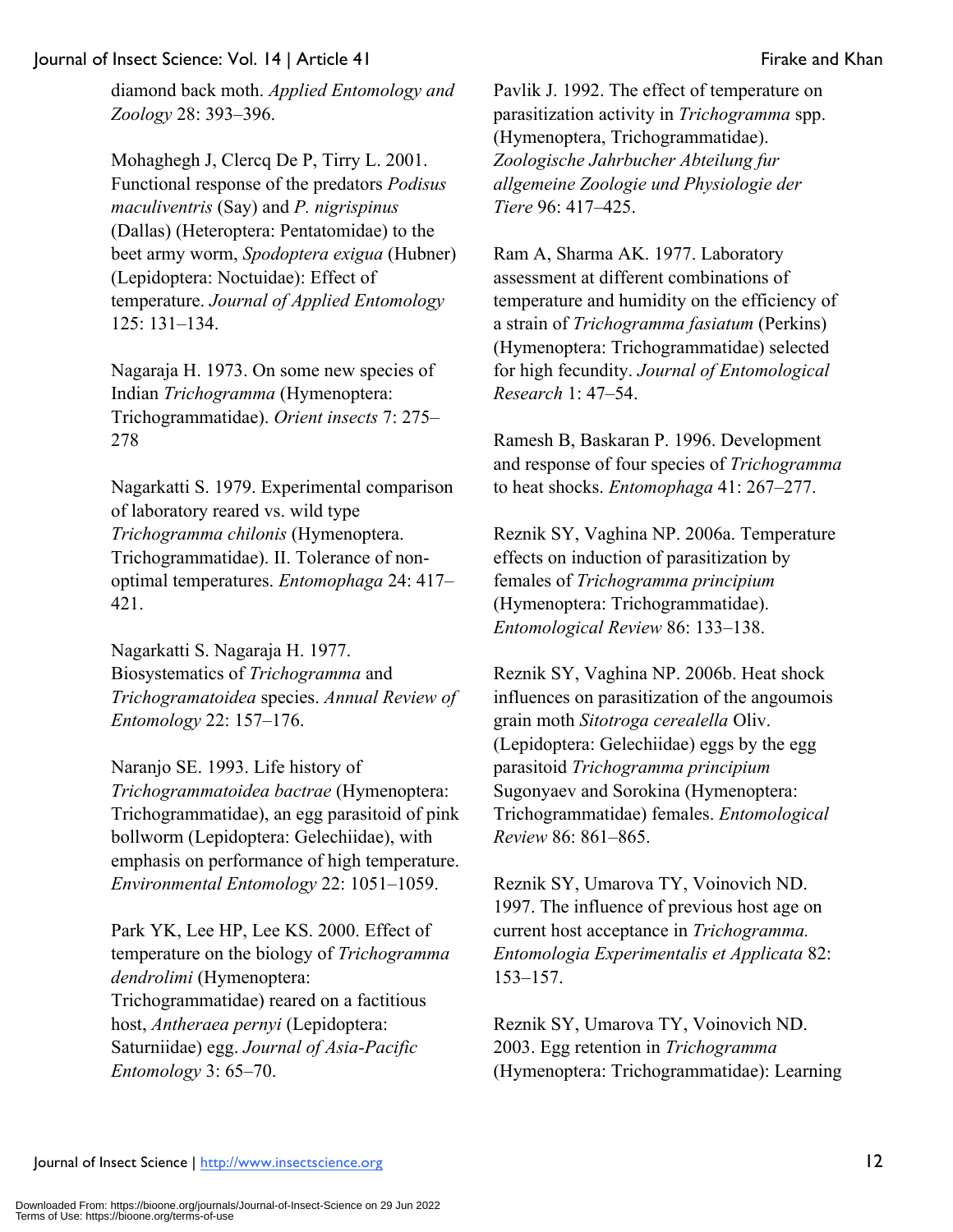diamond back moth. *Applied Entomology and Zoology* 28: 393–396.

Mohaghegh J, Clercq De P, Tirry L. 2001. Functional response of the predators *Podisus maculiventris* (Say) and *P. nigrispinus* (Dallas) (Heteroptera: Pentatomidae) to the beet army worm, *Spodoptera exigua* (Hubner) (Lepidoptera: Noctuidae): Effect of temperature. *Journal of Applied Entomology* 125: 131–134.

Nagaraja H. 1973. On some new species of Indian *Trichogramma* (Hymenoptera: Trichogrammatidae). *Orient insects* 7: 275–278

Nagarkatti S. 1979. Experimental comparison of laboratory reared vs. wild type *Trichogramma chilonis* (Hymenoptera. Trichogrammatidae). II. Tolerance of non-optimal temperatures. *Entomophaga* 24: 417–421.

Nagarkatti S. Nagaraja H. 1977. Biosystematics of *Trichogramma* and *Trichogramatoidea* species. *Annual Review of Entomology* 22: 157–176.

Naranjo SE. 1993. Life history of *Trichogrammatoidea bactrae* (Hymenoptera: Trichogrammatidae), an egg parasitoid of pink bollworm (Lepidoptera: Gelechiidae), with emphasis on performance of high temperature. *Environmental Entomology* 22: 1051–1059.

Park YK, Lee HP, Lee KS. 2000. Effect of temperature on the biology of *Trichogramma dendrolimi* (Hymenoptera: Trichogrammatidae) reared on a factitious host, *Antheraea pernyi* (Lepidoptera: Saturniidae) egg. *Journal of Asia-Pacific Entomology* 3: 65–70.

Pavlik J. 1992. The effect of temperature on parasitization activity in *Trichogramma* spp. (Hymenoptera, Trichogrammatidae). *Zoologische Jahrbucher Abteilung fur allgemeine Zoologie und Physiologie der Tiere* 96: 417–425.

Ram A, Sharma AK. 1977. Laboratory assessment at different combinations of temperature and humidity on the efficiency of a strain of *Trichogramma fasiatum* (Perkins) (Hymenoptera: Trichogrammatidae) selected for high fecundity. *Journal of Entomological Research* 1: 47–54.

Ramesh B, Baskaran P. 1996. Development and response of four species of *Trichogramma* to heat shocks. *Entomophaga* 41: 267–277.

Reznik SY, Vaghina NP. 2006a. Temperature effects on induction of parasitization by females of *Trichogramma principium* (Hymenoptera: Trichogrammatidae). *Entomological Review* 86: 133–138.

Reznik SY, Vaghina NP. 2006b. Heat shock influences on parasitization of the angoumois grain moth *Sitotroga cerealella* Oliv. (Lepidoptera: Gelechiidae) eggs by the egg parasitoid *Trichogramma principium* Sugonyaev and Sorokina (Hymenoptera: Trichogrammatidae) females. *Entomological Review* 86: 861–865.

Reznik SY, Umarova TY, Voinovich ND. 1997. The influence of previous host age on current host acceptance in *Trichogramma. Entomologia Experimentalis et Applicata* 82: 153–157.

Reznik SY, Umarova TY, Voinovich ND. 2003. Egg retention in *Trichogramma* (Hymenoptera: Trichogrammatidae): Learning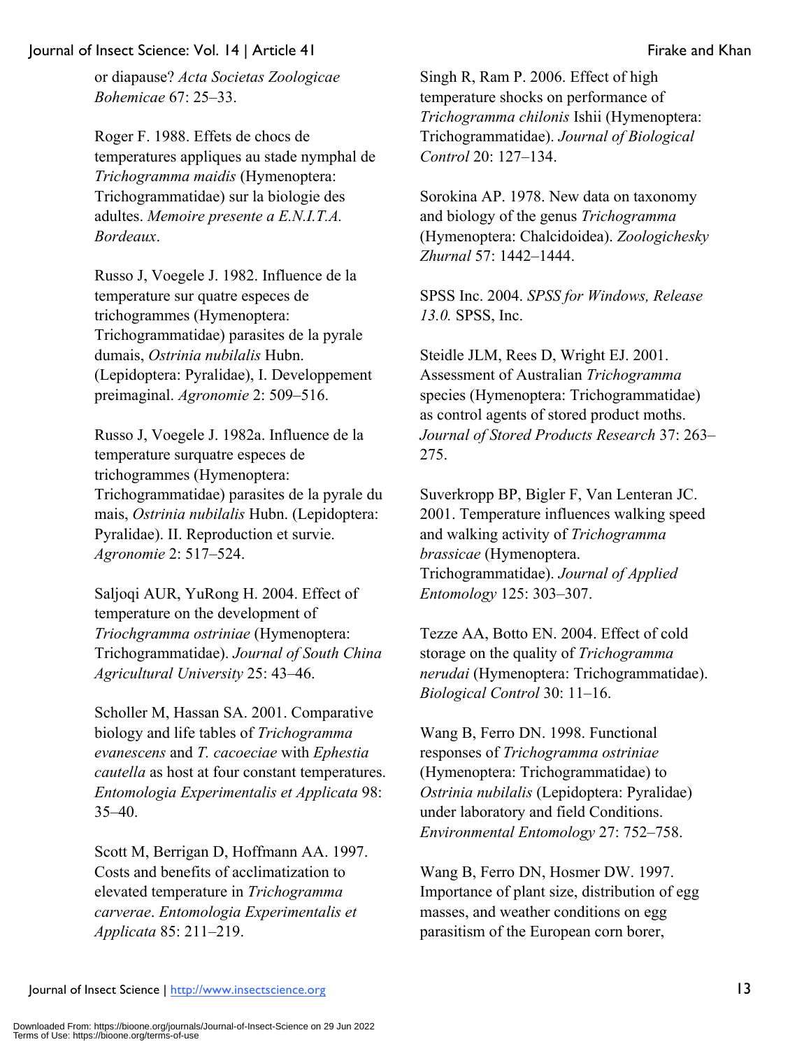or diapause? *Acta Societas Zoologicae Bohemicae* 67: 25–33.

Roger F. 1988. Effets de chocs de temperatures appliques au stade nymphal de *Trichogramma maidis* (Hymenoptera: Trichogrammatidae) sur la biologie des adultes. *Memoire presente a E.N.I.T.A. Bordeaux*.

Russo J, Voegele J. 1982. Influence de la temperature sur quatre especes de trichogrammes (Hymenoptera: Trichogrammatidae) parasites de la pyrale dumais, *Ostrinia nubilalis* Hubn. (Lepidoptera: Pyralidae), I. Developpement preimaginal. *Agronomie* 2: 509–516.

Russo J, Voegele J. 1982a. Influence de la temperature surquatre especes de trichogrammes (Hymenoptera: Trichogrammatidae) parasites de la pyrale du mais, *Ostrinia nubilalis* Hubn. (Lepidoptera: Pyralidae). II. Reproduction et survie. *Agronomie* 2: 517–524.

Saljoqi AUR, YuRong H. 2004. Effect of temperature on the development of *Triochgramma ostriniae* (Hymenoptera: Trichogrammatidae). *Journal of South China Agricultural University* 25: 43–46.

Scholler M, Hassan SA. 2001. Comparative biology and life tables of *Trichogramma evanescens* and *T. cacoeciae* with *Ephestia cautella* as host at four constant temperatures. *Entomologia Experimentalis et Applicata* 98: 35–40.

Scott M, Berrigan D, Hoffmann AA. 1997. Costs and benefits of acclimatization to elevated temperature in *Trichogramma carverae*. *Entomologia Experimentalis et Applicata* 85: 211–219.

Singh R, Ram P. 2006. Effect of high temperature shocks on performance of *Trichogramma chilonis* Ishii (Hymenoptera: Trichogrammatidae). *Journal of Biological Control* 20: 127–134.

Sorokina AP. 1978. New data on taxonomy and biology of the genus *Trichogramma* (Hymenoptera: Chalcidoidea). *Zoologichesky Zhurnal* 57: 1442–1444.

SPSS Inc. 2004. *SPSS for Windows, Release 13.0.* SPSS, Inc.

Steidle JLM, Rees D, Wright EJ. 2001. Assessment of Australian *Trichogramma* species (Hymenoptera: Trichogrammatidae) as control agents of stored product moths. *Journal of Stored Products Research* 37: 263–275.

Suverkropp BP, Bigler F, Van Lenteran JC. 2001. Temperature influences walking speed and walking activity of *Trichogramma brassicae* (Hymenoptera. Trichogrammatidae). *Journal of Applied Entomology* 125: 303–307.

Tezze AA, Botto EN. 2004. Effect of cold storage on the quality of *Trichogramma nerudai* (Hymenoptera: Trichogrammatidae). *Biological Control* 30: 11–16.

Wang B, Ferro DN. 1998. Functional responses of *Trichogramma ostriniae* (Hymenoptera: Trichogrammatidae) to *Ostrinia nubilalis* (Lepidoptera: Pyralidae) under laboratory and field Conditions. *Environmental Entomology* 27: 752–758.

Wang B, Ferro DN, Hosmer DW. 1997. Importance of plant size, distribution of egg masses, and weather conditions on egg parasitism of the European corn borer,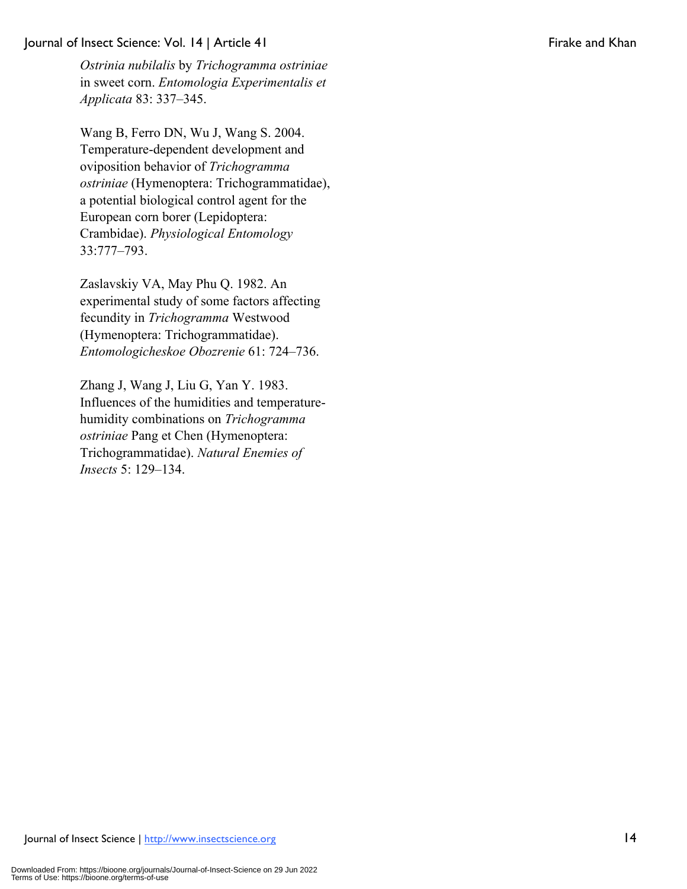*Ostrinia nubilalis* by *Trichogramma ostriniae* in sweet corn. *Entomologia Experimentalis et Applicata* 83: 337–345.

Wang B, Ferro DN, Wu J, Wang S. 2004. Temperature-dependent development and oviposition behavior of *Trichogramma ostriniae* (Hymenoptera: Trichogrammatidae), a potential biological control agent for the European corn borer (Lepidoptera: Crambidae). *Physiological Entomology* 33:777–793.

Zaslavskiy VA, May Phu Q. 1982. An experimental study of some factors affecting fecundity in *Trichogramma* Westwood (Hymenoptera: Trichogrammatidae). *Entomologicheskoe Obozrenie* 61: 724–736.

Zhang J, Wang J, Liu G, Yan Y. 1983. Influences of the humidities and temperature-humidity combinations on *Trichogramma ostriniae* Pang et Chen (Hymenoptera: Trichogrammatidae). *Natural Enemies of Insects* 5: 129–134.